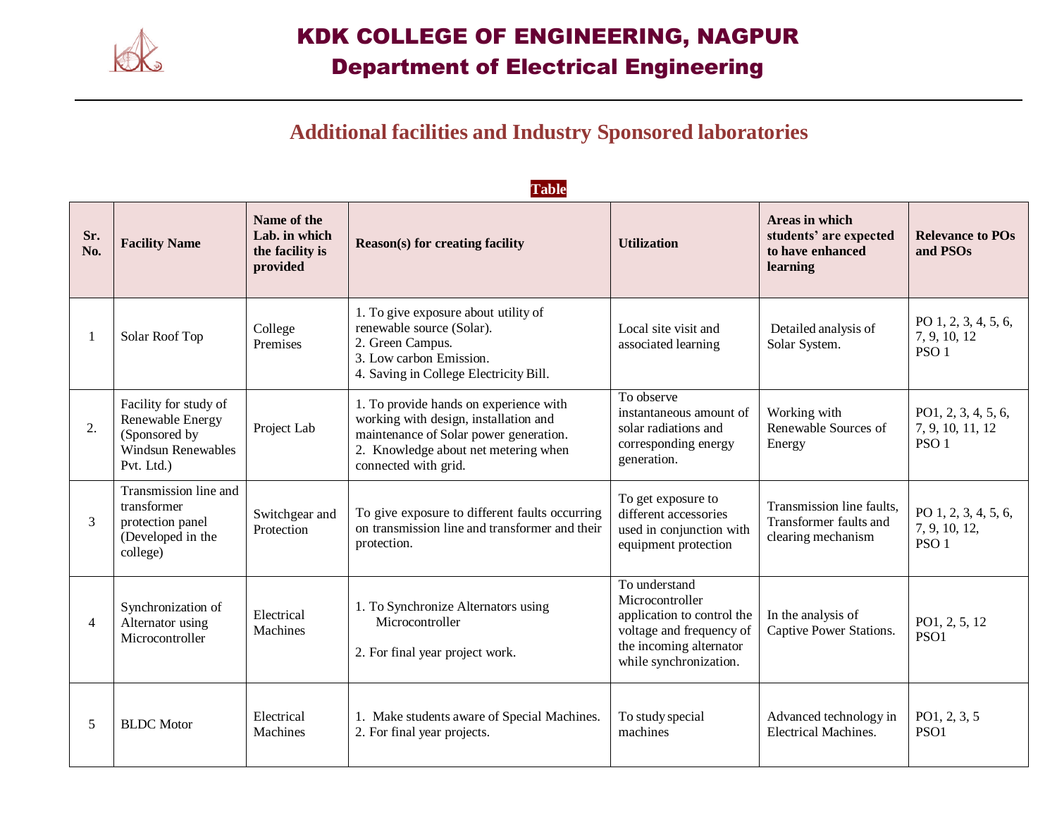# KDK COLLEGE OF ENGINEERING, NAGPUR

## Department of Electrical Engineering

## Additional facilities and Industry Sponsored laboratories

**Table**

| Sr. No. | Facility Name | Name of the Lab. in which the facility is provided | Reason(s) for creating facility | Utilization | Areas in which students' are expected to have enhanced learning | Relevance to POs and PSOs |
|---|---|---|---|---|---|---|
| 1 | Solar Roof Top | College Premises | 1. To give exposure about utility of renewable source (Solar).<br>2. Green Campus.<br>3. Low carbon Emission.<br>4. Saving in College Electricity Bill. | Local site visit and associated learning | Detailed analysis of Solar System. | PO 1, 2, 3, 4, 5, 6, 7, 9, 10, 12<br>PSO 1 |
| 2. | Facility for study of Renewable Energy (Sponsored by Windsun Renewables Pvt. Ltd.) | Project Lab | 1. To provide hands on experience with working with design, installation and maintenance of Solar power generation.<br>2. Knowledge about net metering when connected with grid. | To observe instantaneous amount of solar radiations and corresponding energy generation. | Working with Renewable Sources of Energy | PO1, 2, 3, 4, 5, 6, 7, 9, 10, 11, 12<br>PSO 1 |
| 3 | Transmission line and transformer protection panel (Developed in the college) | Switchgear and Protection | To give exposure to different faults occurring on transmission line and transformer and their protection. | To get exposure to different accessories used in conjunction with equipment protection | Transmission line faults, Transformer faults and clearing mechanism | PO 1, 2, 3, 4, 5, 6, 7, 9, 10, 12,<br>PSO 1 |
| 4 | Synchronization of Alternator using Microcontroller | Electrical Machines | 1. To Synchronize Alternators using Microcontroller<br><br>2. For final year project work. | To understand Microcontroller application to control the voltage and frequency of the incoming alternator while synchronization. | In the analysis of Captive Power Stations. | PO1, 2, 5, 12<br>PSO1 |
| 5 | BLDC Motor | Electrical Machines | 1. Make students aware of Special Machines.<br>2. For final year projects. | To study special machines | Advanced technology in Electrical Machines. | PO1, 2, 3, 5<br>PSO1 |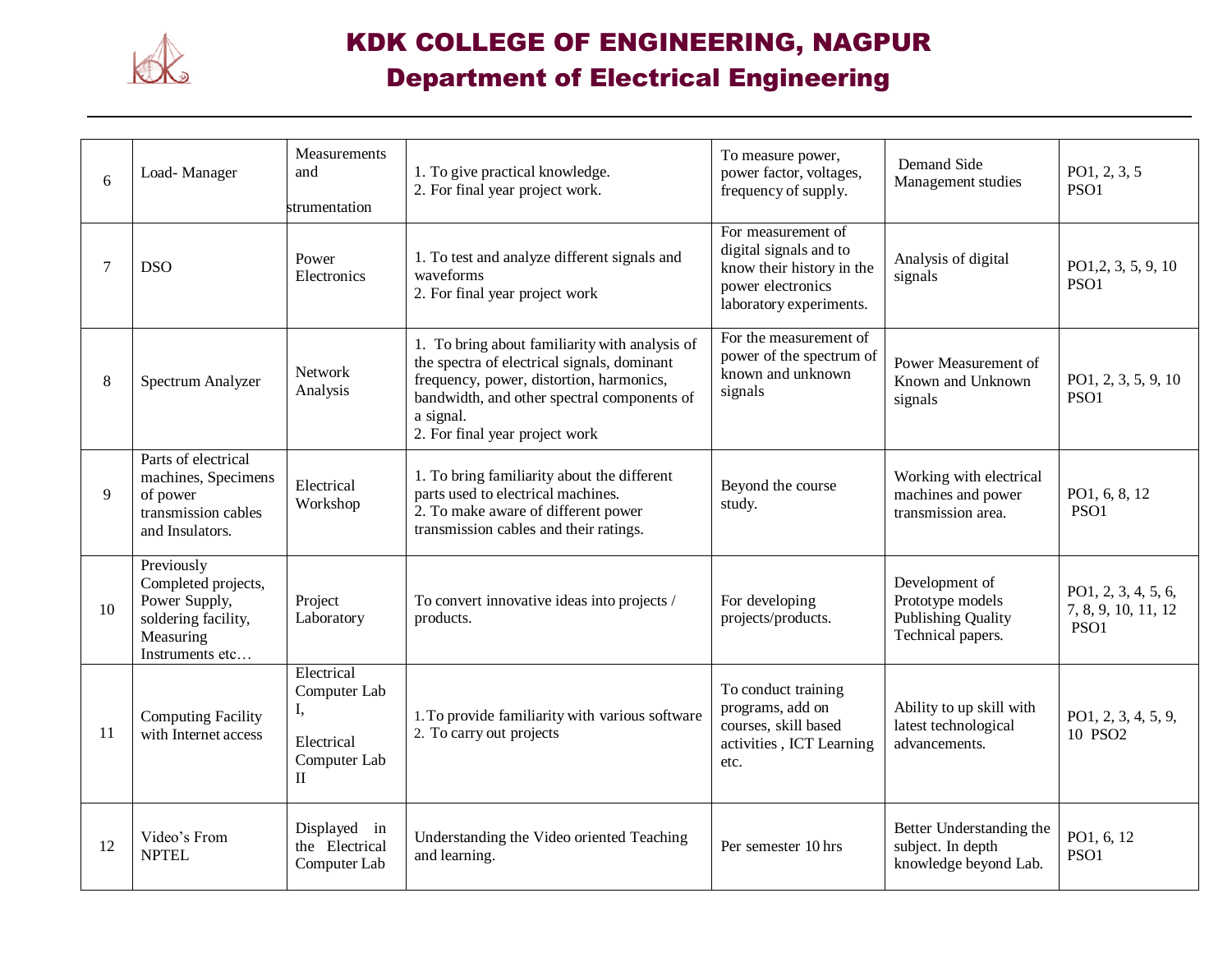# KDK COLLEGE OF ENGINEERING, NAGPUR

## Department of Electrical Engineering

| | | | | | | |
|---|---|---|---|---|---|---|
| 6 | Load- Manager | Measurements and strumentation | 1. To give practical knowledge.<br>2. For final year project work. | To measure power, power factor, voltages, frequency of supply. | Demand Side Management studies | PO1, 2, 3, 5<br>PSO1 |
| 7 | DSO | Power Electronics | 1. To test and analyze different signals and waveforms<br>2. For final year project work | For measurement of digital signals and to know their history in the power electronics laboratory experiments. | Analysis of digital signals | PO1,2, 3, 5, 9, 10<br>PSO1 |
| 8 | Spectrum Analyzer | Network Analysis | 1. To bring about familiarity with analysis of the spectra of electrical signals, dominant frequency, power, distortion, harmonics, bandwidth, and other spectral components of a signal.<br>2. For final year project work | For the measurement of power of the spectrum of known and unknown signals | Power Measurement of Known and Unknown signals | PO1, 2, 3, 5, 9, 10<br>PSO1 |
| 9 | Parts of electrical machines, Specimens of power transmission cables and Insulators. | Electrical Workshop | 1. To bring familiarity about the different parts used to electrical machines.<br>2. To make aware of different power transmission cables and their ratings. | Beyond the course study. | Working with electrical machines and power transmission area. | PO1, 6, 8, 12<br>PSO1 |
| 10 | Previously Completed projects, Power Supply, soldering facility, Measuring Instruments etc… | Project Laboratory | To convert innovative ideas into projects / products. | For developing projects/products. | Development of Prototype models Publishing Quality Technical papers. | PO1, 2, 3, 4, 5, 6, 7, 8, 9, 10, 11, 12<br>PSO1 |
| 11 | Computing Facility with Internet access | Electrical Computer Lab I,<br>Electrical Computer Lab II | 1. To provide familiarity with various software<br>2. To carry out projects | To conduct training programs, add on courses, skill based activities , ICT Learning etc. | Ability to up skill with latest technological advancements. | PO1, 2, 3, 4, 5, 9, 10 PSO2 |
| 12 | Video's From NPTEL | Displayed in the Electrical Computer Lab | Understanding the Video oriented Teaching and learning. | Per semester 10 hrs | Better Understanding the subject. In depth knowledge beyond Lab. | PO1, 6, 12<br>PSO1 |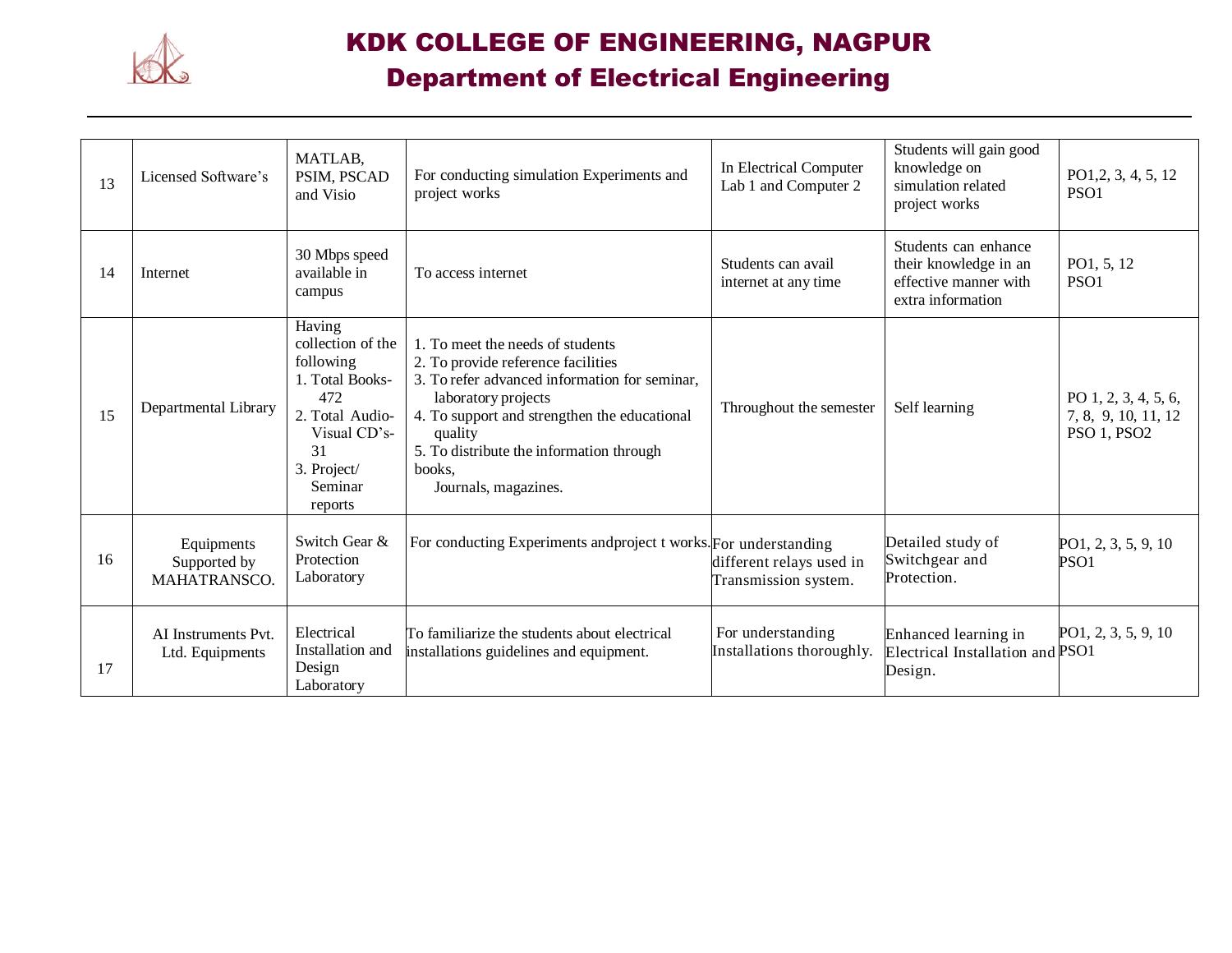# KDK COLLEGE OF ENGINEERING, NAGPUR

## Department of Electrical Engineering

| | | | | | | |
|---|---|---|---|---|---|---|
| 13 | Licensed Software's | MATLAB, PSIM, PSCAD and Visio | For conducting simulation Experiments and project works | In Electrical Computer Lab 1 and Computer 2 | Students will gain good knowledge on simulation related project works | PO1,2, 3, 4, 5, 12 PSO1 |
| 14 | Internet | 30 Mbps speed available in campus | To access internet | Students can avail internet at any time | Students can enhance their knowledge in an effective manner with extra information | PO1, 5, 12 PSO1 |
| 15 | Departmental Library | Having collection of the following 1. Total Books- 472 2. Total Audio-Visual CD's- 31 3. Project/ Seminar reports | 1. To meet the needs of students 2. To provide reference facilities 3. To refer advanced information for seminar, laboratory projects 4. To support and strengthen the educational quality 5. To distribute the information through books, Journals, magazines. | Throughout the semester | Self learning | PO 1, 2, 3, 4, 5, 6, 7, 8, 9, 10, 11, 12 PSO 1, PSO2 |
| 16 | Equipments Supported by MAHATRANSCO. | Switch Gear & Protection Laboratory | For conducting Experiments andproject t works. | For understanding different relays used in Transmission system. | Detailed study of Switchgear and Protection. | PO1, 2, 3, 5, 9, 10 PSO1 |
| 17 | AI Instruments Pvt. Ltd. Equipments | Electrical Installation and Design Laboratory | To familiarize the students about electrical installations guidelines and equipment. | For understanding Installations thoroughly. | Enhanced learning in Electrical Installation and Design. | PO1, 2, 3, 5, 9, 10 PSO1 |